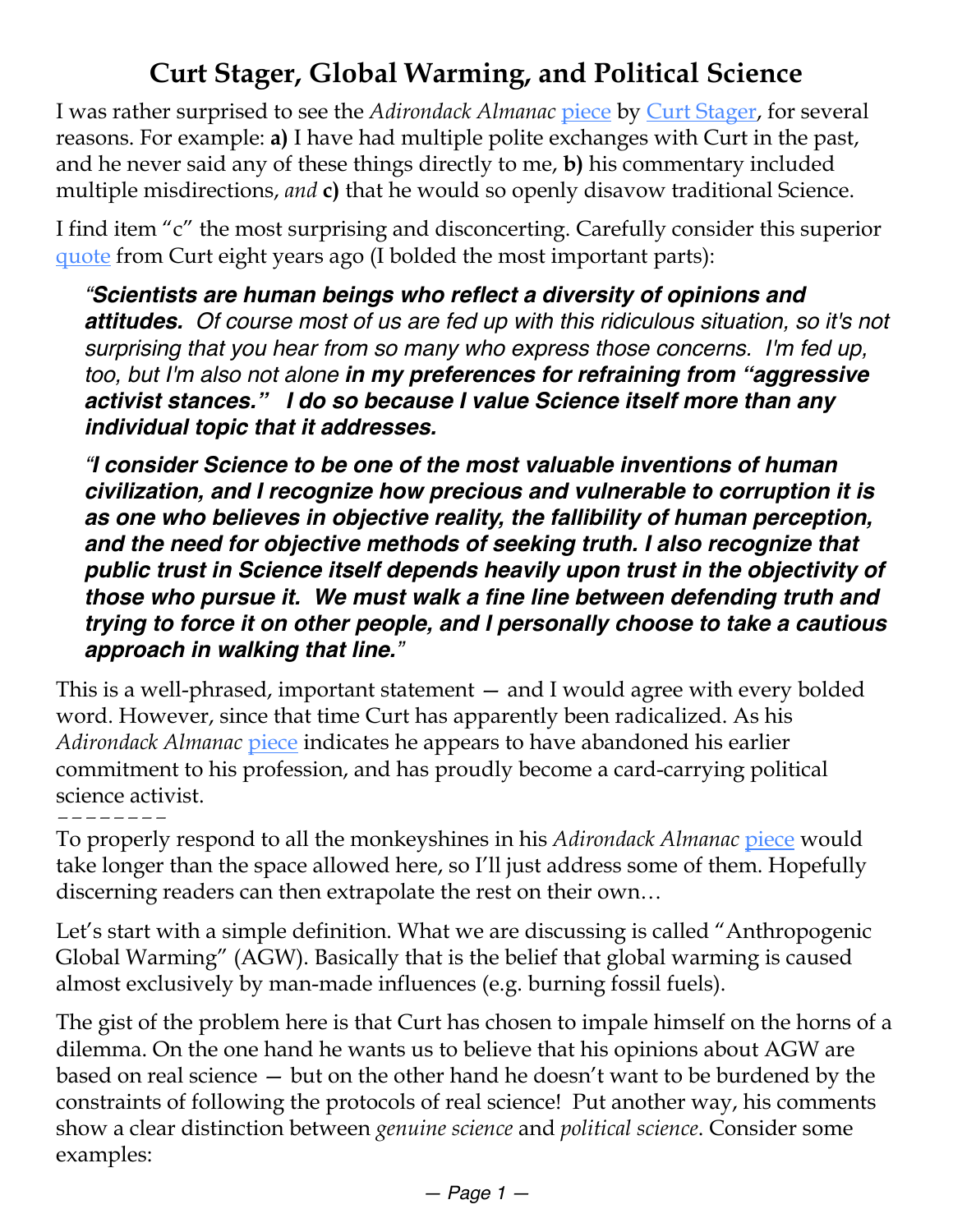# Curt Stager, Global Warming, and Political Science

I was rather surprised to see the *Adirondack Almanac* piece by Curt Stager, for several reasons. For example: **a)** I have had multiple polite exchanges with Curt in the past, and he never said any of these things directly to me, **b)** his commentary included multiple misdirections, *and* **c)** that he would so openly disavow traditional Science.

I find item "c" the most surprising and disconcerting. Carefully consider this superior quote from Curt eight years ago (I bolded the most important parts):

> *"**Scientists are human beings who reflect a diversity of opinions and attitudes.** Of course most of us are fed up with this ridiculous situation, so it's not surprising that you hear from so many who express those concerns. I'm fed up, too, but I'm also not alone **in my preferences for refraining from "aggressive activist stances." I do so because I value Science itself more than any individual topic that it addresses.***
>
> *"**I consider Science to be one of the most valuable inventions of human civilization, and I recognize how precious and vulnerable to corruption it is as one who believes in objective reality, the fallibility of human perception, and the need for objective methods of seeking truth. I also recognize that public trust in Science itself depends heavily upon trust in the objectivity of those who pursue it. We must walk a fine line between defending truth and trying to force it on other people, and I personally choose to take a cautious approach in walking that line.**"*

This is a well-phrased, important statement — and I would agree with every bolded word. However, since that time Curt has apparently been radicalized. As his *Adirondack Almanac* piece indicates he appears to have abandoned his earlier commitment to his profession, and has proudly become a card-carrying political science activist.

--------

To properly respond to all the monkeyshines in his *Adirondack Almanac* piece would take longer than the space allowed here, so I'll just address some of them. Hopefully discerning readers can then extrapolate the rest on their own…

Let's start with a simple definition. What we are discussing is called "Anthropogenic Global Warming" (AGW). Basically that is the belief that global warming is caused almost exclusively by man-made influences (e.g. burning fossil fuels).

The gist of the problem here is that Curt has chosen to impale himself on the horns of a dilemma. On the one hand he wants us to believe that his opinions about AGW are based on real science — but on the other hand he doesn't want to be burdened by the constraints of following the protocols of real science! Put another way, his comments show a clear distinction between *genuine science* and *political science*. Consider some examples: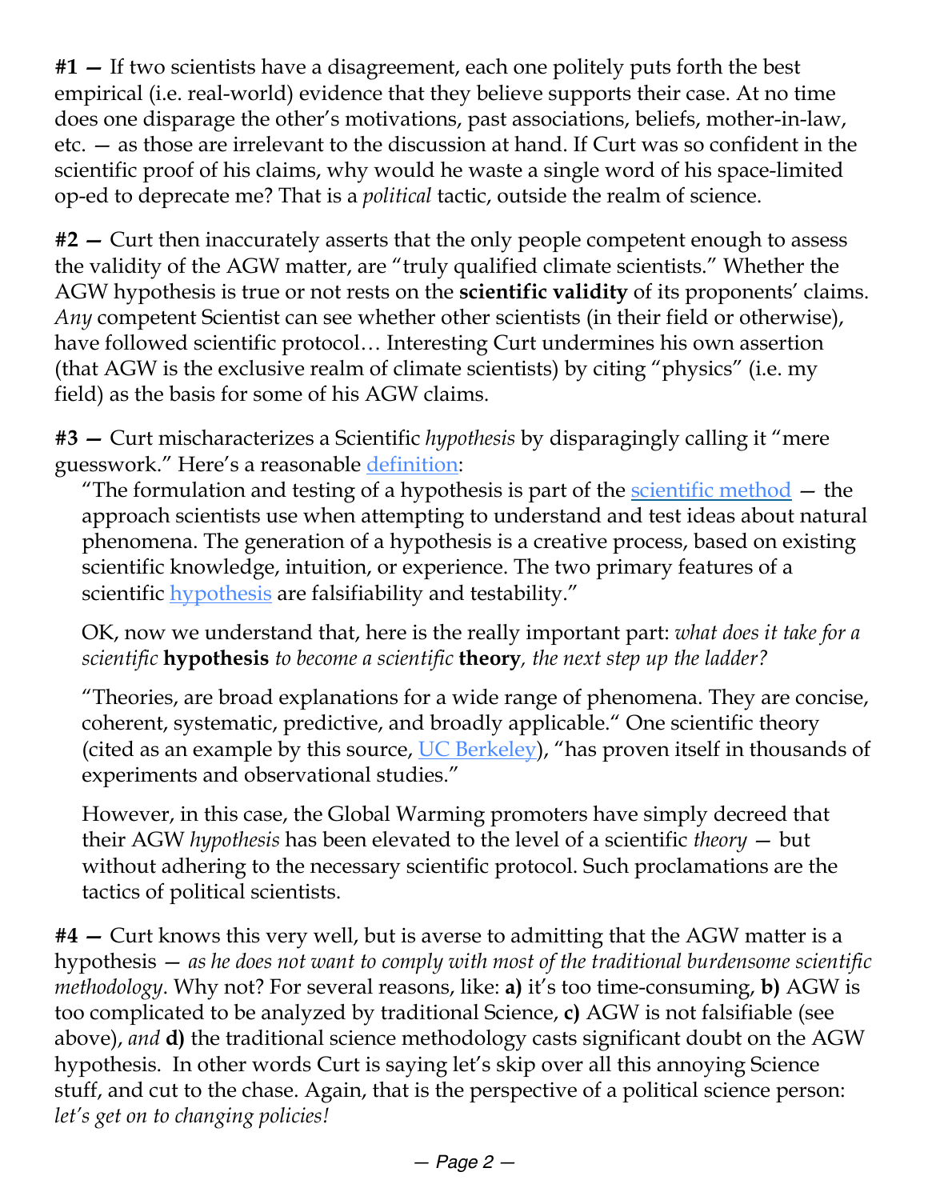**#1 —** If two scientists have a disagreement, each one politely puts forth the best empirical (i.e. real-world) evidence that they believe supports their case. At no time does one disparage the other's motivations, past associations, beliefs, mother-in-law, etc. — as those are irrelevant to the discussion at hand. If Curt was so confident in the scientific proof of his claims, why would he waste a single word of his space-limited op-ed to deprecate me? That is a *political* tactic, outside the realm of science.

**#2 —** Curt then inaccurately asserts that the only people competent enough to assess the validity of the AGW matter, are "truly qualified climate scientists." Whether the AGW hypothesis is true or not rests on the **scientific validity** of its proponents' claims. *Any* competent Scientist can see whether other scientists (in their field or otherwise), have followed scientific protocol… Interesting Curt undermines his own assertion (that AGW is the exclusive realm of climate scientists) by citing "physics" (i.e. my field) as the basis for some of his AGW claims.

**#3 —** Curt mischaracterizes a Scientific *hypothesis* by disparagingly calling it "mere guesswork." Here's a reasonable [definition](#):

> "The formulation and testing of a hypothesis is part of the [scientific method](#) — the approach scientists use when attempting to understand and test ideas about natural phenomena. The generation of a hypothesis is a creative process, based on existing scientific knowledge, intuition, or experience. The two primary features of a scientific [hypothesis](#) are falsifiability and testability."
>
> OK, now we understand that, here is the really important part: *what does it take for a scientific* **hypothesis** *to become a scientific* **theory***, the next step up the ladder?*
>
> "Theories, are broad explanations for a wide range of phenomena. They are concise, coherent, systematic, predictive, and broadly applicable." One scientific theory (cited as an example by this source, [UC Berkeley](#)), "has proven itself in thousands of experiments and observational studies."
>
> However, in this case, the Global Warming promoters have simply decreed that their AGW *hypothesis* has been elevated to the level of a scientific *theory* — but without adhering to the necessary scientific protocol. Such proclamations are the tactics of political scientists.

**#4 —** Curt knows this very well, but is averse to admitting that the AGW matter is a hypothesis — *as he does not want to comply with most of the traditional burdensome scientific methodology*. Why not? For several reasons, like: **a)** it's too time-consuming, **b)** AGW is too complicated to be analyzed by traditional Science, **c)** AGW is not falsifiable (see above), *and* **d)** the traditional science methodology casts significant doubt on the AGW hypothesis. In other words Curt is saying let's skip over all this annoying Science stuff, and cut to the chase. Again, that is the perspective of a political science person: *let's get on to changing policies!*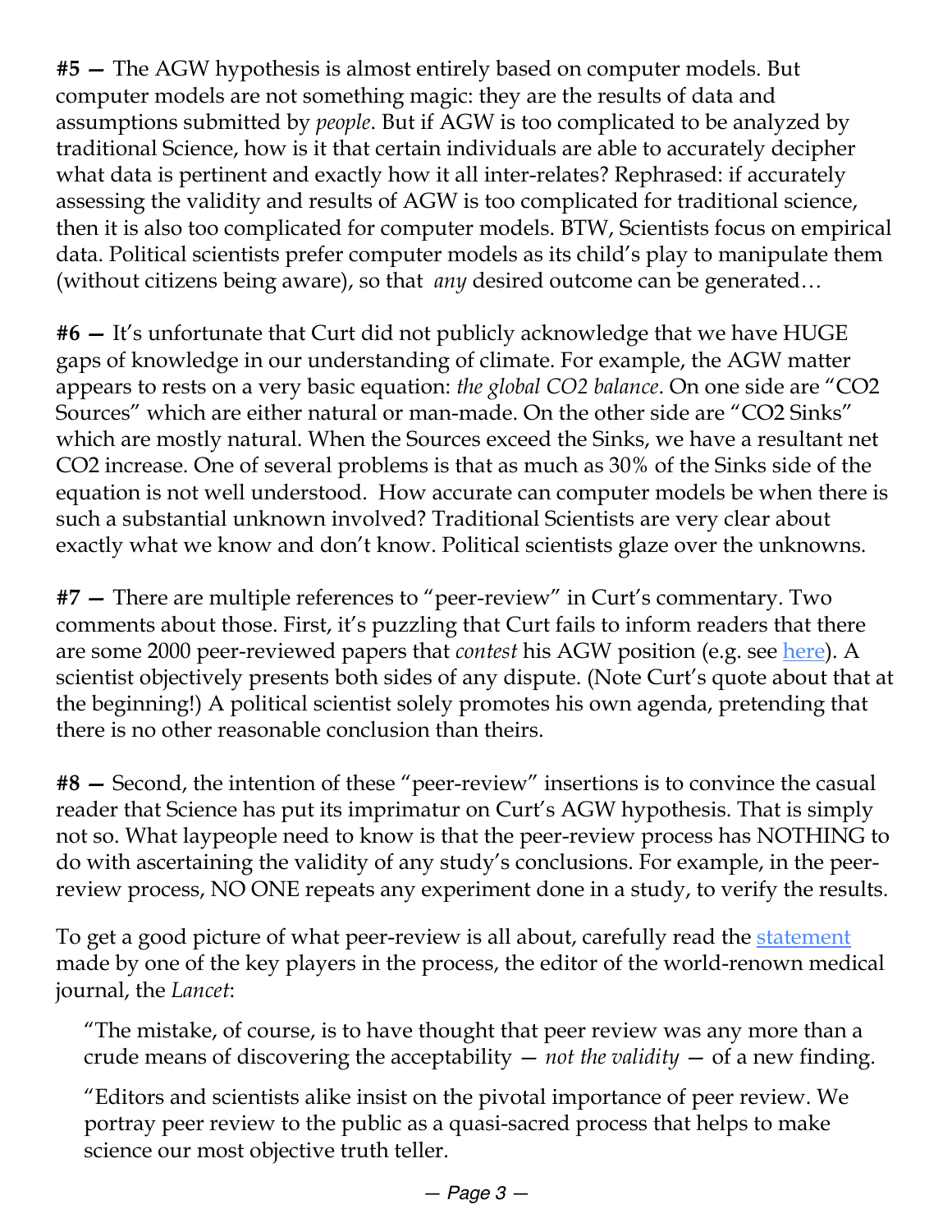**#5 —** The AGW hypothesis is almost entirely based on computer models. But computer models are not something magic: they are the results of data and assumptions submitted by *people*. But if AGW is too complicated to be analyzed by traditional Science, how is it that certain individuals are able to accurately decipher what data is pertinent and exactly how it all inter-relates? Rephrased: if accurately assessing the validity and results of AGW is too complicated for traditional science, then it is also too complicated for computer models. BTW, Scientists focus on empirical data. Political scientists prefer computer models as its child's play to manipulate them (without citizens being aware), so that *any* desired outcome can be generated…

**#6 —** It's unfortunate that Curt did not publicly acknowledge that we have HUGE gaps of knowledge in our understanding of climate. For example, the AGW matter appears to rests on a very basic equation: *the global CO2 balance*. On one side are "CO2 Sources" which are either natural or man-made. On the other side are "CO2 Sinks" which are mostly natural. When the Sources exceed the Sinks, we have a resultant net CO2 increase. One of several problems is that as much as 30% of the Sinks side of the equation is not well understood. How accurate can computer models be when there is such a substantial unknown involved? Traditional Scientists are very clear about exactly what we know and don't know. Political scientists glaze over the unknowns.

**#7 —** There are multiple references to "peer-review" in Curt's commentary. Two comments about those. First, it's puzzling that Curt fails to inform readers that there are some 2000 peer-reviewed papers that *contest* his AGW position (e.g. see here). A scientist objectively presents both sides of any dispute. (Note Curt's quote about that at the beginning!) A political scientist solely promotes his own agenda, pretending that there is no other reasonable conclusion than theirs.

**#8 —** Second, the intention of these "peer-review" insertions is to convince the casual reader that Science has put its imprimatur on Curt's AGW hypothesis. That is simply not so. What laypeople need to know is that the peer-review process has NOTHING to do with ascertaining the validity of any study's conclusions. For example, in the peer-review process, NO ONE repeats any experiment done in a study, to verify the results.

To get a good picture of what peer-review is all about, carefully read the statement made by one of the key players in the process, the editor of the world-renown medical journal, the *Lancet*:

> "The mistake, of course, is to have thought that peer review was any more than a crude means of discovering the acceptability — *not the validity* — of a new finding.
>
> "Editors and scientists alike insist on the pivotal importance of peer review. We portray peer review to the public as a quasi-sacred process that helps to make science our most objective truth teller.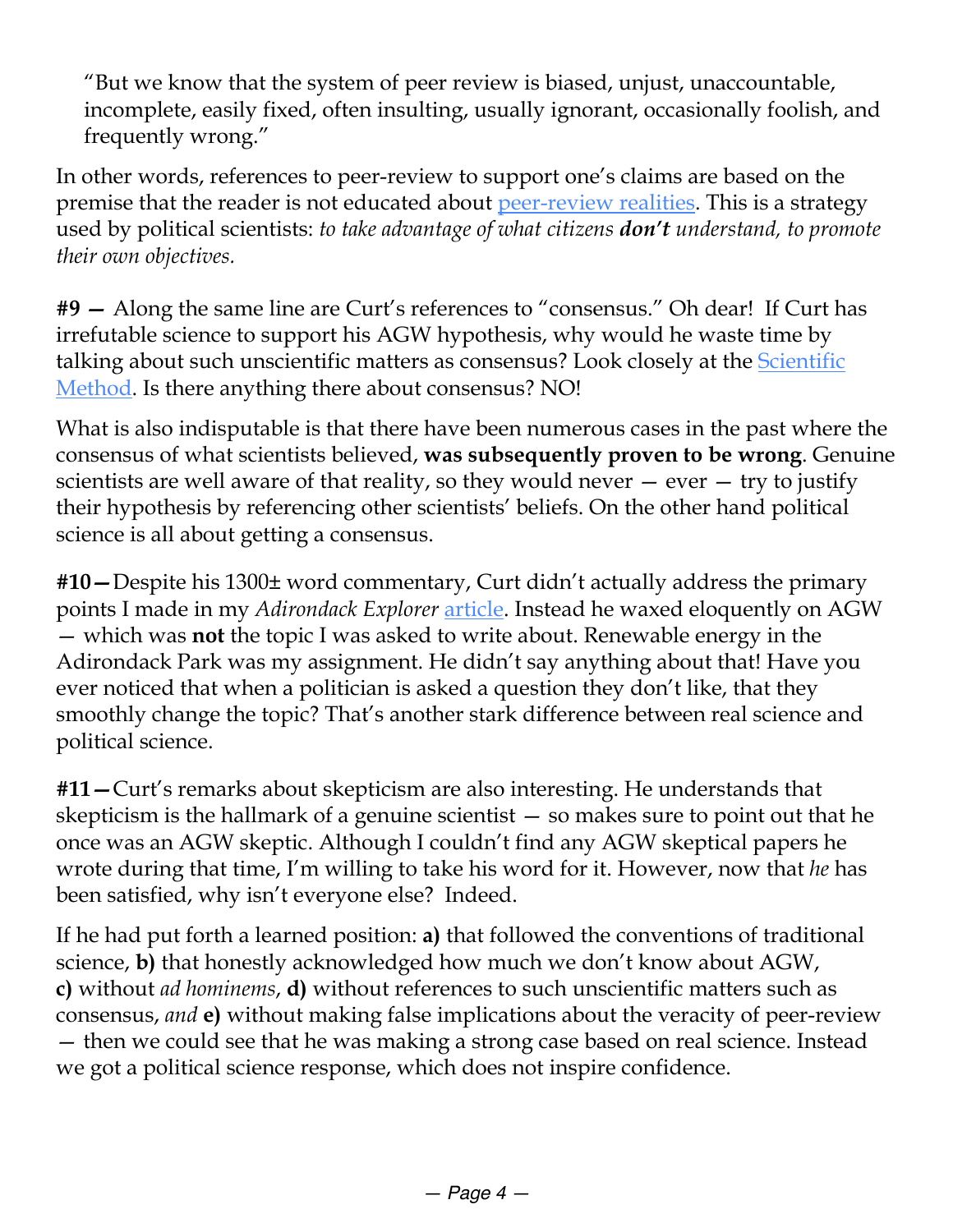> “But we know that the system of peer review is biased, unjust, unaccountable, incomplete, easily fixed, often insulting, usually ignorant, occasionally foolish, and frequently wrong.”

In other words, references to peer-review to support one’s claims are based on the premise that the reader is not educated about peer-review realities. This is a strategy used by political scientists: *to take advantage of what citizens **don’t** understand, to promote their own objectives.*

**#9 —** Along the same line are Curt’s references to “consensus.” Oh dear! If Curt has irrefutable science to support his AGW hypothesis, why would he waste time by talking about such unscientific matters as consensus? Look closely at the Scientific Method. Is there anything there about consensus? NO!

What is also indisputable is that there have been numerous cases in the past where the consensus of what scientists believed, **was subsequently proven to be wrong**. Genuine scientists are well aware of that reality, so they would never — ever — try to justify their hypothesis by referencing other scientists’ beliefs. On the other hand political science is all about getting a consensus.

**#10—**Despite his 1300± word commentary, Curt didn’t actually address the primary points I made in my *Adirondack Explorer* article. Instead he waxed eloquently on AGW — which was **not** the topic I was asked to write about. Renewable energy in the Adirondack Park was my assignment. He didn’t say anything about that! Have you ever noticed that when a politician is asked a question they don’t like, that they smoothly change the topic? That’s another stark difference between real science and political science.

**#11—**Curt’s remarks about skepticism are also interesting. He understands that skepticism is the hallmark of a genuine scientist — so makes sure to point out that he once was an AGW skeptic. Although I couldn’t find any AGW skeptical papers he wrote during that time, I’m willing to take his word for it. However, now that *he* has been satisfied, why isn’t everyone else? Indeed.

If he had put forth a learned position: **a)** that followed the conventions of traditional science, **b)** that honestly acknowledged how much we don’t know about AGW, **c)** without *ad hominems*, **d)** without references to such unscientific matters such as consensus, *and* **e)** without making false implications about the veracity of peer-review — then we could see that he was making a strong case based on real science. Instead we got a political science response, which does not inspire confidence.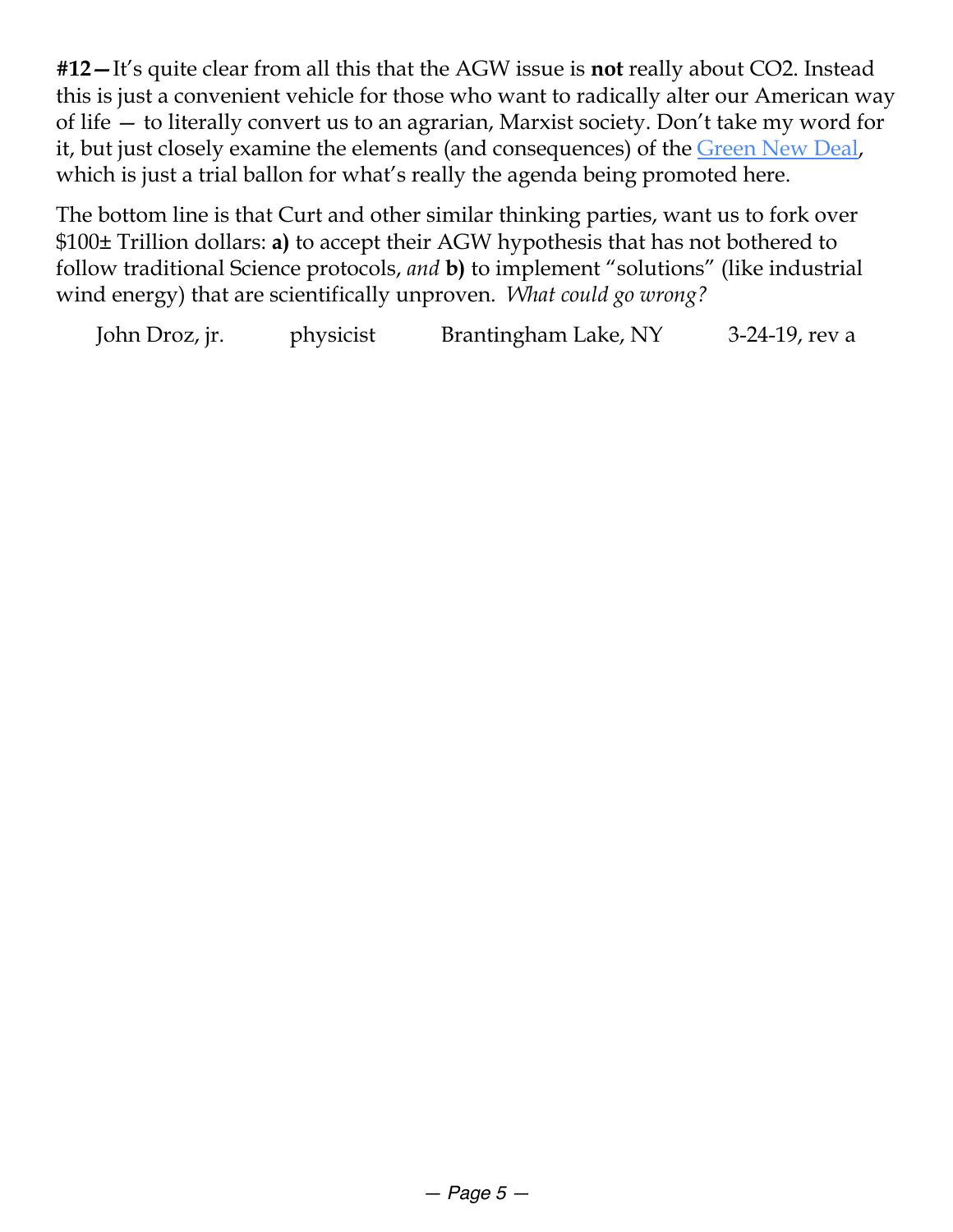**#12—**It's quite clear from all this that the AGW issue is **not** really about $CO_2$. Instead this is just a convenient vehicle for those who want to radically alter our American way of life — to literally convert us to an agrarian, Marxist society. Don't take my word for it, but just closely examine the elements (and consequences) of the Green New Deal, which is just a trial ballon for what's really the agenda being promoted here.

The bottom line is that Curt and other similar thinking parties, want us to fork over $100± Trillion dollars: **a)** to accept their AGW hypothesis that has not bothered to follow traditional Science protocols, *and* **b)** to implement "solutions" (like industrial wind energy) that are scientifically unproven. *What could go wrong?*

John Droz, jr.    physicist    Brantingham Lake, NY    3-24-19, rev a